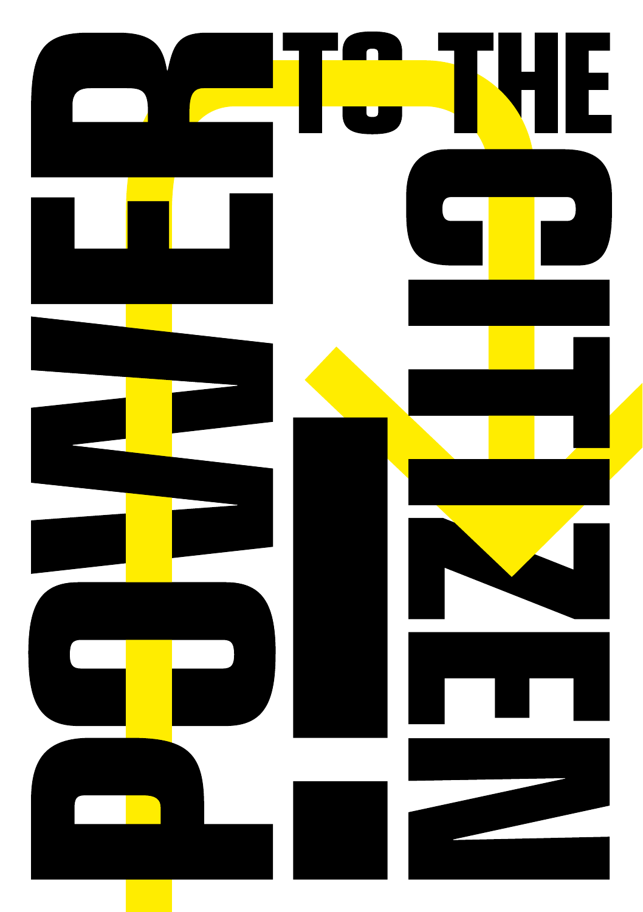# POWER TO THE CITIZEN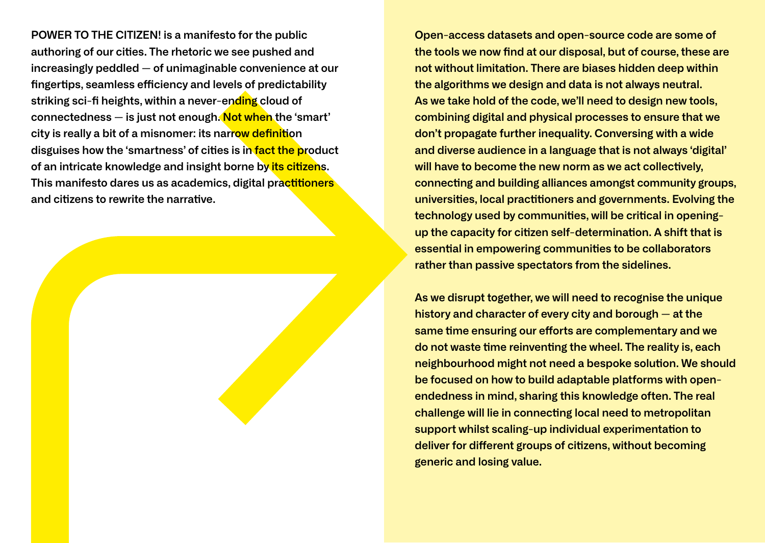POWER TO THE CITIZEN! is a manifesto for the public authoring of our cities. The rhetoric we see pushed and increasingly peddled — of unimaginable convenience at our fingertips, seamless efficiency and levels of predictability striking sci-fi heights, within a never-ending cloud of connectedness — is just not enough. Not when the 'smart' city is really a bit of a misnomer: its narrow definition disguises how the 'smartness' of cities is in fact the product of an intricate knowledge and insight borne by its citizens. This manifesto dares us as academics, digital practitioners and citizens to rewrite the narrative.

Open-access datasets and open-source code are some of the tools we now find at our disposal, but of course, these are not without limitation. There are biases hidden deep within the algorithms we design and data is not always neutral. As we take hold of the code, we'll need to design new tools, combining digital and physical processes to ensure that we don't propagate further inequality. Conversing with a wide and diverse audience in a language that is not always 'digital' will have to become the new norm as we act collectively, connecting and building alliances amongst community groups, universities, local practitioners and governments. Evolving the technology used by communities, will be critical in opening-up the capacity for citizen self-determination. A shift that is essential in empowering communities to be collaborators rather than passive spectators from the sidelines.

As we disrupt together, we will need to recognise the unique history and character of every city and borough — at the same time ensuring our efforts are complementary and we do not waste time reinventing the wheel. The reality is, each neighbourhood might not need a bespoke solution. We should be focused on how to build adaptable platforms with open-endedness in mind, sharing this knowledge often. The real challenge will lie in connecting local need to metropolitan support whilst scaling-up individual experimentation to deliver for different groups of citizens, without becoming generic and losing value.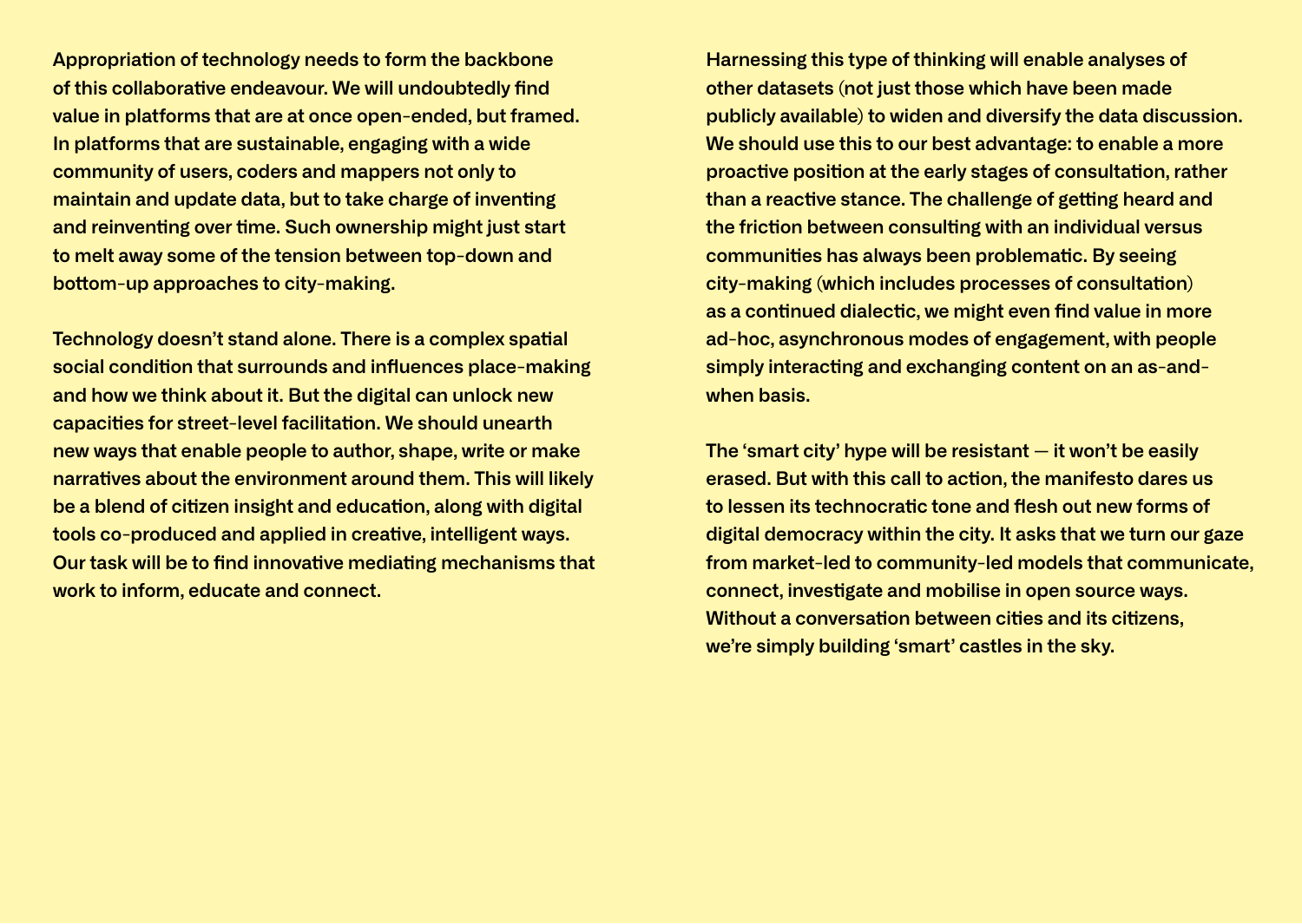Appropriation of technology needs to form the backbone of this collaborative endeavour. We will undoubtedly find value in platforms that are at once open-ended, but framed. In platforms that are sustainable, engaging with a wide community of users, coders and mappers not only to maintain and update data, but to take charge of inventing and reinventing over time. Such ownership might just start to melt away some of the tension between top-down and bottom-up approaches to city-making.

Technology doesn't stand alone. There is a complex spatial social condition that surrounds and influences place-making and how we think about it. But the digital can unlock new capacities for street-level facilitation. We should unearth new ways that enable people to author, shape, write or make narratives about the environment around them. This will likely be a blend of citizen insight and education, along with digital tools co-produced and applied in creative, intelligent ways. Our task will be to find innovative mediating mechanisms that work to inform, educate and connect.

Harnessing this type of thinking will enable analyses of other datasets (not just those which have been made publicly available) to widen and diversify the data discussion. We should use this to our best advantage: to enable a more proactive position at the early stages of consultation, rather than a reactive stance. The challenge of getting heard and the friction between consulting with an individual versus communities has always been problematic. By seeing city-making (which includes processes of consultation) as a continued dialectic, we might even find value in more ad-hoc, asynchronous modes of engagement, with people simply interacting and exchanging content on an as-and-when basis.

The 'smart city' hype will be resistant — it won't be easily erased. But with this call to action, the manifesto dares us to lessen its technocratic tone and flesh out new forms of digital democracy within the city. It asks that we turn our gaze from market-led to community-led models that communicate, connect, investigate and mobilise in open source ways. Without a conversation between cities and its citizens, we're simply building 'smart' castles in the sky.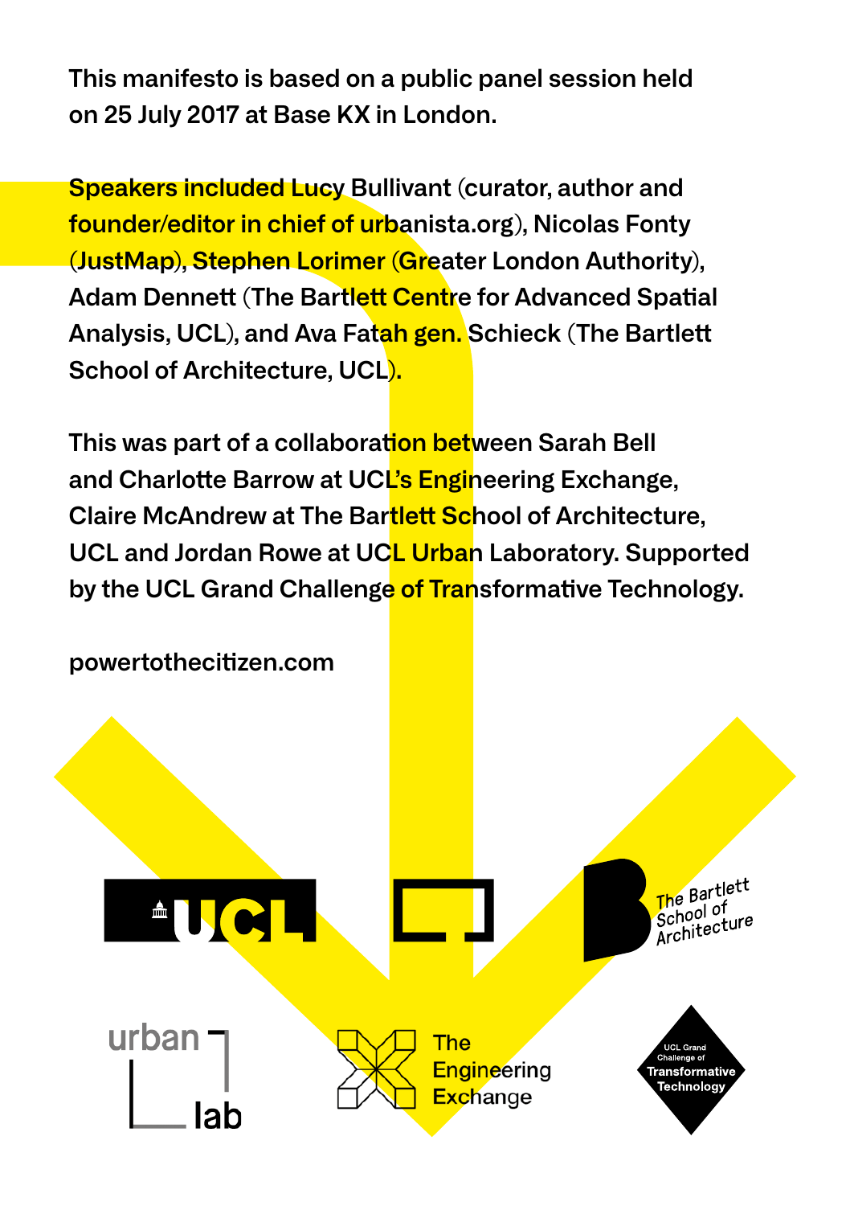This manifesto is based on a public panel session held on 25 July 2017 at Base KX in London.

Speakers included Lucy Bullivant (curator, author and founder/editor in chief of urbanista.org), Nicolas Fonty (JustMap), Stephen Lorimer (Greater London Authority), Adam Dennett (The Bartlett Centre for Advanced Spatial Analysis, UCL), and Ava Fatah gen. Schieck (The Bartlett School of Architecture, UCL).

This was part of a collaboration between Sarah Bell and Charlotte Barrow at UCL's Engineering Exchange, Claire McAndrew at The Bartlett School of Architecture, UCL and Jordan Rowe at UCL Urban Laboratory. Supported by the UCL Grand Challenge of Transformative Technology.

powertothecitizen.com